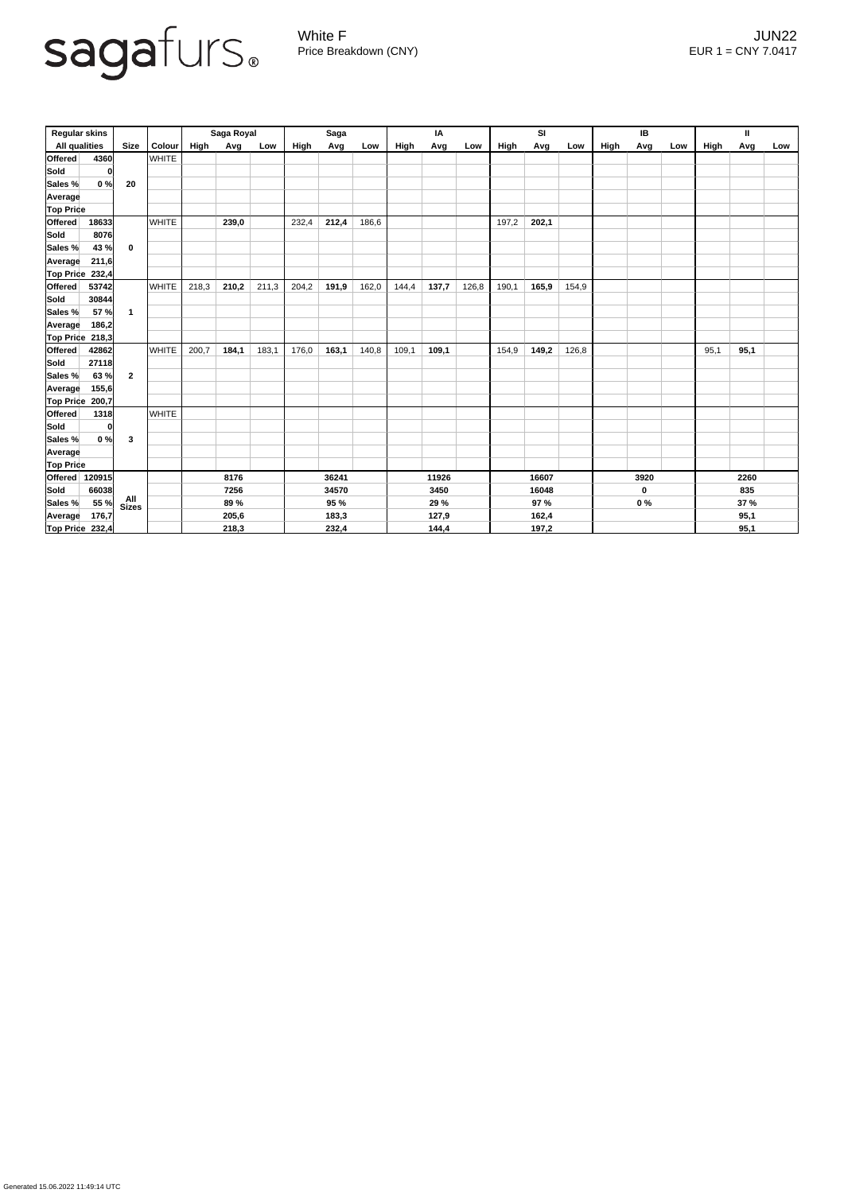# sagafurs

White F
Price Breakdown (CNY)

JUN22
EUR 1 = CNY 7.0417

| Regular skins | | Size | Colour | Saga Royal | | | Saga | | | IA | | | SI | | | IB | | | II | | |
|---|---|---|---|---|---|---|---|---|---|---|---|---|---|---|---|---|---|---|---|---|---|
| All qualities | | | | High | Avg | Low | High | Avg | Low | High | Avg | Low | High | Avg | Low | High | Avg | Low | High | Avg | Low |
| Offered | 4360 | 20 | WHITE | | | | | | | | | | | | | | | | | | |
| Sold | 0 | | | | | | | | | | | | | | | | | | | | |
| Sales % | 0 % | | | | | | | | | | | | | | | | | | | | |
| Average | | | | | | | | | | | | | | | | | | | | | |
| Top Price | | | | | | | | | | | | | | | | | | | | | |
| Offered | 18633 | 0 | WHITE | | **239,0** | | 232,4 | **212,4** | 186,6 | | | | 197,2 | **202,1** | | | | | | | |
| Sold | 8076 | | | | | | | | | | | | | | | | | | | | |
| Sales % | 43 % | | | | | | | | | | | | | | | | | | | | |
| Average | 211,6 | | | | | | | | | | | | | | | | | | | | |
| Top Price | 232,4 | | | | | | | | | | | | | | | | | | | | |
| Offered | 53742 | 1 | WHITE | 218,3 | **210,2** | 211,3 | 204,2 | **191,9** | 162,0 | 144,4 | **137,7** | 126,8 | 190,1 | **165,9** | 154,9 | | | | | | |
| Sold | 30844 | | | | | | | | | | | | | | | | | | | | |
| Sales % | 57 % | | | | | | | | | | | | | | | | | | | | |
| Average | 186,2 | | | | | | | | | | | | | | | | | | | | |
| Top Price | 218,3 | | | | | | | | | | | | | | | | | | | | |
| Offered | 42862 | 2 | WHITE | 200,7 | **184,1** | 183,1 | 176,0 | **163,1** | 140,8 | 109,1 | **109,1** | | 154,9 | **149,2** | 126,8 | | | | 95,1 | **95,1** | |
| Sold | 27118 | | | | | | | | | | | | | | | | | | | | |
| Sales % | 63 % | | | | | | | | | | | | | | | | | | | | |
| Average | 155,6 | | | | | | | | | | | | | | | | | | | | |
| Top Price | 200,7 | | | | | | | | | | | | | | | | | | | | |
| Offered | 1318 | 3 | WHITE | | | | | | | | | | | | | | | | | | |
| Sold | 0 | | | | | | | | | | | | | | | | | | | | |
| Sales % | 0 % | | | | | | | | | | | | | | | | | | | | |
| Average | | | | | | | | | | | | | | | | | | | | | |
| Top Price | | | | | | | | | | | | | | | | | | | | | |
| Offered | 120915 | All Sizes | | | 8176 | | | 36241 | | | 11926 | | | 16607 | | | 3920 | | | 2260 | |
| Sold | 66038 | | | | 7256 | | | 34570 | | | 3450 | | | 16048 | | | 0 | | | 835 | |
| Sales % | 55 % | | | | 89 % | | | 95 % | | | 29 % | | | 97 % | | | 0 % | | | 37 % | |
| Average | 176,7 | | | | 205,6 | | | 183,3 | | | 127,9 | | | 162,4 | | | | | | 95,1 | |
| Top Price | 232,4 | | | | 218,3 | | | 232,4 | | | 144,4 | | | 197,2 | | | | | | 95,1 | |

Generated 15.06.2022 11:49:14 UTC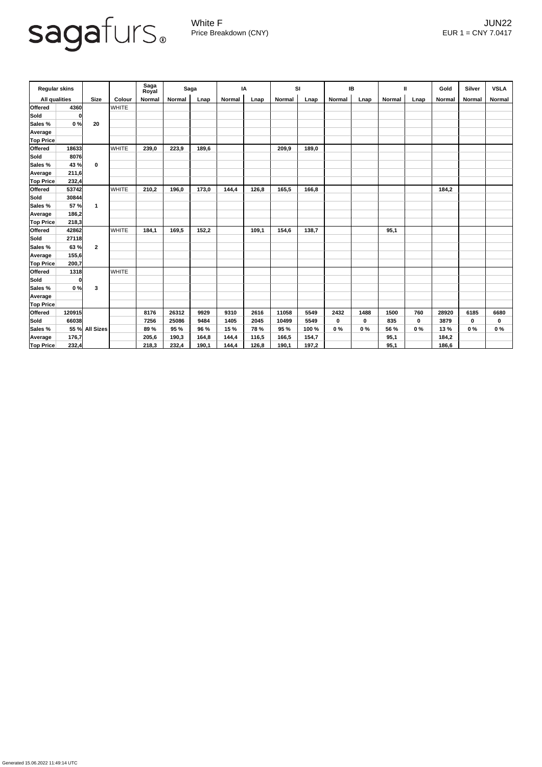sagafurs®

White F
Price Breakdown (CNY)

JUN22
EUR 1 = CNY 7.0417

| Regular skins | | | | Saga Royal | Saga | | IA | | SI | | IB | | II | | Gold | Silver | VSLA |
|---|---|---|---|---|---|---|---|---|---|---|---|---|---|---|---|---|---|
| All qualities | | Size | Colour | Normal | Normal | Lnap | Normal | Lnap | Normal | Lnap | Normal | Lnap | Normal | Lnap | Normal | Normal | Normal |
| Offered | 4360 | 20 | WHITE | | | | | | | | | | | | | | |
| Sold | 0 | | | | | | | | | | | | | | | | |
| Sales % | 0 % | | | | | | | | | | | | | | | | |
| Average | | | | | | | | | | | | | | | | | |
| Top Price | | | | | | | | | | | | | | | | | |
| Offered | 18633 | 0 | WHITE | 239,0 | 223,9 | 189,6 | | | 209,9 | 189,0 | | | | | | | |
| Sold | 8076 | | | | | | | | | | | | | | | | |
| Sales % | 43 % | | | | | | | | | | | | | | | | |
| Average | 211,6 | | | | | | | | | | | | | | | | |
| Top Price | 232,4 | | | | | | | | | | | | | | | | |
| Offered | 53742 | 1 | WHITE | 210,2 | 196,0 | 173,0 | 144,4 | 126,8 | 165,5 | 166,8 | | | | | 184,2 | | |
| Sold | 30844 | | | | | | | | | | | | | | | | |
| Sales % | 57 % | | | | | | | | | | | | | | | | |
| Average | 186,2 | | | | | | | | | | | | | | | | |
| Top Price | 218,3 | | | | | | | | | | | | | | | | |
| Offered | 42862 | 2 | WHITE | 184,1 | 169,5 | 152,2 | | 109,1 | 154,6 | 138,7 | | | 95,1 | | | | |
| Sold | 27118 | | | | | | | | | | | | | | | | |
| Sales % | 63 % | | | | | | | | | | | | | | | | |
| Average | 155,6 | | | | | | | | | | | | | | | | |
| Top Price | 200,7 | | | | | | | | | | | | | | | | |
| Offered | 1318 | 3 | WHITE | | | | | | | | | | | | | | |
| Sold | 0 | | | | | | | | | | | | | | | | |
| Sales % | 0 % | | | | | | | | | | | | | | | | |
| Average | | | | | | | | | | | | | | | | | |
| Top Price | | | | | | | | | | | | | | | | | |
| Offered | 120915 | All Sizes | | 8176 | 26312 | 9929 | 9310 | 2616 | 11058 | 5549 | 2432 | 1488 | 1500 | 760 | 28920 | 6185 | 6680 |
| Sold | 66038 | | | 7256 | 25086 | 9484 | 1405 | 2045 | 10499 | 5549 | 0 | 0 | 835 | 0 | 3879 | 0 | 0 |
| Sales % | 55 % | | | 89 % | 95 % | 96 % | 15 % | 78 % | 95 % | 100 % | 0 % | 0 % | 56 % | 0 % | 13 % | 0 % | 0 % |
| Average | 176,7 | | | 205,6 | 190,3 | 164,8 | 144,4 | 116,5 | 166,5 | 154,7 | | | 95,1 | | 184,2 | | |
| Top Price | 232,4 | | | 218,3 | 232,4 | 190,1 | 144,4 | 126,8 | 190,1 | 197,2 | | | 95,1 | | 186,6 | | |

Generated 15.06.2022 11:49:14 UTC